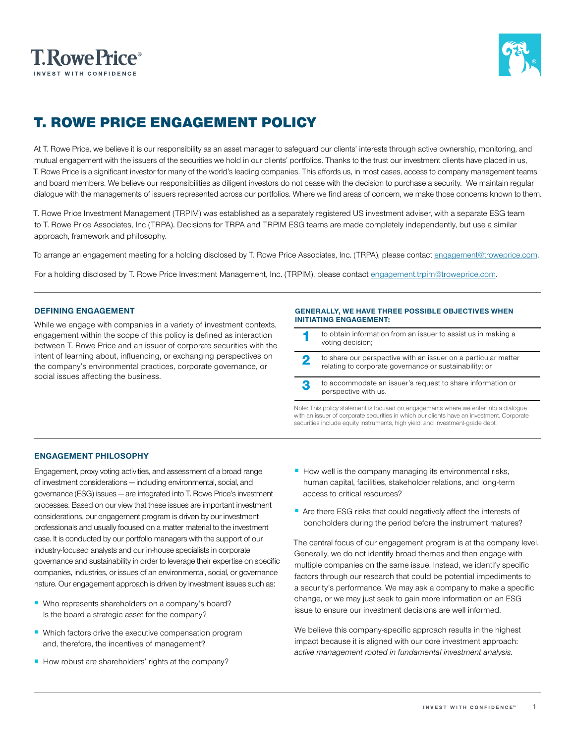# T. ROWE PRICE ENGAGEMENT POLICY

At T. Rowe Price, we believe it is our responsibility as an asset manager to safeguard our clients' interests through active ownership, monitoring, and mutual engagement with the issuers of the securities we hold in our clients' portfolios. Thanks to the trust our investment clients have placed in us, T. Rowe Price is a significant investor for many of the world's leading companies. This affords us, in most cases, access to company management teams and board members. We believe our responsibilities as diligent investors do not cease with the decision to purchase a security. We maintain regular dialogue with the managements of issuers represented across our portfolios. Where we find areas of concern, we make those concerns known to them.

T. Rowe Price Investment Management (TRPIM) was established as a separately registered US investment adviser, with a separate ESG team to T. Rowe Price Associates, Inc (TRPA). Decisions for TRPA and TRPIM ESG teams are made completely independently, but use a similar approach, framework and philosophy.

To arrange an engagement meeting for a holding disclosed by T. Rowe Price Associates, Inc. (TRPA), please contact engagement@troweprice.com.

For a holding disclosed by T. Rowe Price Investment Management, Inc. (TRPIM), please contact engagement.trpim@troweprice.com.

## DEFINING ENGAGEMENT

While we engage with companies in a variety of investment contexts, engagement within the scope of this policy is defined as interaction between T. Rowe Price and an issuer of corporate securities with the intent of learning about, influencing, or exchanging perspectives on the company's environmental practices, corporate governance, or social issues affecting the business.

### GENERALLY, WE HAVE THREE POSSIBLE OBJECTIVES WHEN INITIATING ENGAGEMENT:

1. to obtain information from an issuer to assist us in making a voting decision;
2. to share our perspective with an issuer on a particular matter relating to corporate governance or sustainability; or
3. to accommodate an issuer's request to share information or perspective with us.

Note: This policy statement is focused on engagements where we enter into a dialogue with an issuer of corporate securities in which our clients have an investment. Corporate securities include equity instruments, high yield, and investment-grade debt.

## ENGAGEMENT PHILOSOPHY

Engagement, proxy voting activities, and assessment of a broad range of investment considerations — including environmental, social, and governance (ESG) issues — are integrated into T. Rowe Price's investment processes. Based on our view that these issues are important investment considerations, our engagement program is driven by our investment professionals and usually focused on a matter material to the investment case. It is conducted by our portfolio managers with the support of our industry-focused analysts and our in-house specialists in corporate governance and sustainability in order to leverage their expertise on specific companies, industries, or issues of an environmental, social, or governance nature. Our engagement approach is driven by investment issues such as:

- Who represents shareholders on a company's board? Is the board a strategic asset for the company?
- Which factors drive the executive compensation program and, therefore, the incentives of management?
- How robust are shareholders' rights at the company?
- How well is the company managing its environmental risks, human capital, facilities, stakeholder relations, and long-term access to critical resources?
- Are there ESG risks that could negatively affect the interests of bondholders during the period before the instrument matures?

The central focus of our engagement program is at the company level. Generally, we do not identify broad themes and then engage with multiple companies on the same issue. Instead, we identify specific factors through our research that could be potential impediments to a security's performance. We may ask a company to make a specific change, or we may just seek to gain more information on an ESG issue to ensure our investment decisions are well informed.

We believe this company-specific approach results in the highest impact because it is aligned with our core investment approach: *active management rooted in fundamental investment analysis.*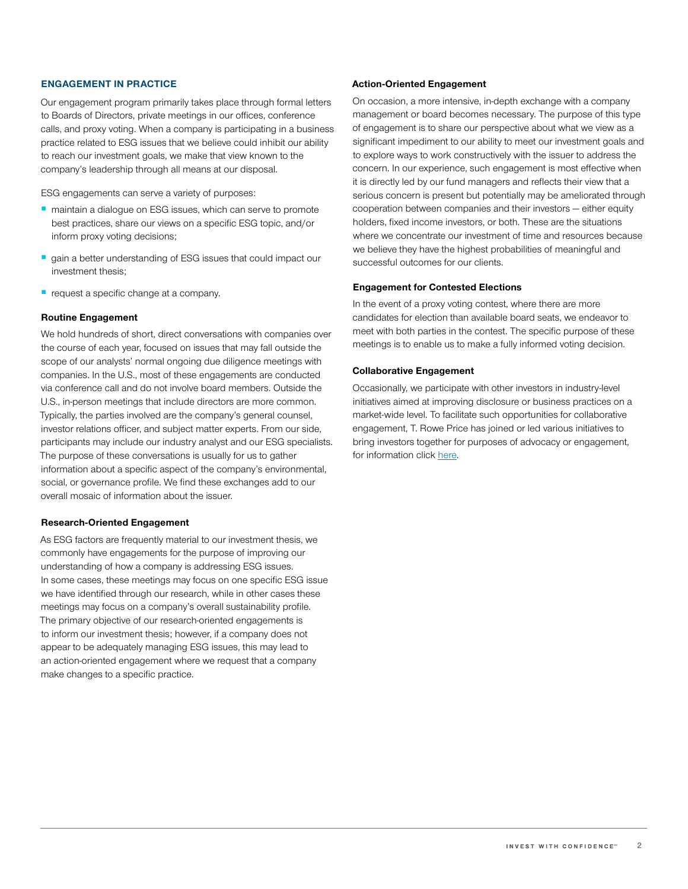## ENGAGEMENT IN PRACTICE

Our engagement program primarily takes place through formal letters to Boards of Directors, private meetings in our offices, conference calls, and proxy voting. When a company is participating in a business practice related to ESG issues that we believe could inhibit our ability to reach our investment goals, we make that view known to the company's leadership through all means at our disposal.

ESG engagements can serve a variety of purposes:

- maintain a dialogue on ESG issues, which can serve to promote best practices, share our views on a specific ESG topic, and/or inform proxy voting decisions;
- gain a better understanding of ESG issues that could impact our investment thesis;
- request a specific change at a company.

### Routine Engagement

We hold hundreds of short, direct conversations with companies over the course of each year, focused on issues that may fall outside the scope of our analysts' normal ongoing due diligence meetings with companies. In the U.S., most of these engagements are conducted via conference call and do not involve board members. Outside the U.S., in-person meetings that include directors are more common. Typically, the parties involved are the company's general counsel, investor relations officer, and subject matter experts. From our side, participants may include our industry analyst and our ESG specialists. The purpose of these conversations is usually for us to gather information about a specific aspect of the company's environmental, social, or governance profile. We find these exchanges add to our overall mosaic of information about the issuer.

### Research-Oriented Engagement

As ESG factors are frequently material to our investment thesis, we commonly have engagements for the purpose of improving our understanding of how a company is addressing ESG issues. In some cases, these meetings may focus on one specific ESG issue we have identified through our research, while in other cases these meetings may focus on a company's overall sustainability profile. The primary objective of our research-oriented engagements is to inform our investment thesis; however, if a company does not appear to be adequately managing ESG issues, this may lead to an action-oriented engagement where we request that a company make changes to a specific practice.

### Action-Oriented Engagement

On occasion, a more intensive, in-depth exchange with a company management or board becomes necessary. The purpose of this type of engagement is to share our perspective about what we view as a significant impediment to our ability to meet our investment goals and to explore ways to work constructively with the issuer to address the concern. In our experience, such engagement is most effective when it is directly led by our fund managers and reflects their view that a serious concern is present but potentially may be ameliorated through cooperation between companies and their investors — either equity holders, fixed income investors, or both. These are the situations where we concentrate our investment of time and resources because we believe they have the highest probabilities of meaningful and successful outcomes for our clients.

### Engagement for Contested Elections

In the event of a proxy voting contest, where there are more candidates for election than available board seats, we endeavor to meet with both parties in the contest. The specific purpose of these meetings is to enable us to make a fully informed voting decision.

### Collaborative Engagement

Occasionally, we participate with other investors in industry-level initiatives aimed at improving disclosure or business practices on a market-wide level. To facilitate such opportunities for collaborative engagement, T. Rowe Price has joined or led various initiatives to bring investors together for purposes of advocacy or engagement, for information click here.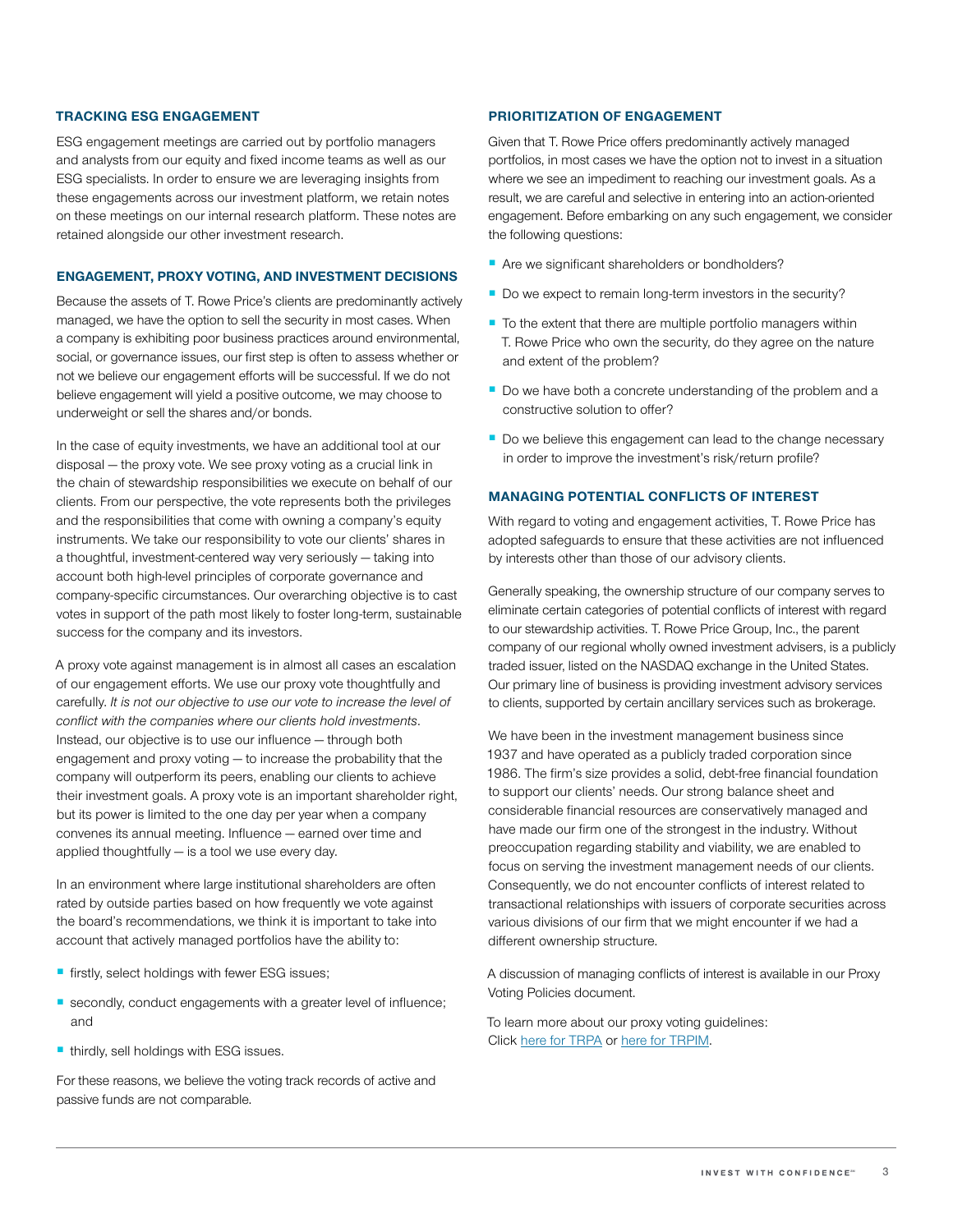### TRACKING ESG ENGAGEMENT

ESG engagement meetings are carried out by portfolio managers and analysts from our equity and fixed income teams as well as our ESG specialists. In order to ensure we are leveraging insights from these engagements across our investment platform, we retain notes on these meetings on our internal research platform. These notes are retained alongside our other investment research.

### ENGAGEMENT, PROXY VOTING, AND INVESTMENT DECISIONS

Because the assets of T. Rowe Price's clients are predominantly actively managed, we have the option to sell the security in most cases. When a company is exhibiting poor business practices around environmental, social, or governance issues, our first step is often to assess whether or not we believe our engagement efforts will be successful. If we do not believe engagement will yield a positive outcome, we may choose to underweight or sell the shares and/or bonds.

In the case of equity investments, we have an additional tool at our disposal — the proxy vote. We see proxy voting as a crucial link in the chain of stewardship responsibilities we execute on behalf of our clients. From our perspective, the vote represents both the privileges and the responsibilities that come with owning a company's equity instruments. We take our responsibility to vote our clients' shares in a thoughtful, investment-centered way very seriously — taking into account both high-level principles of corporate governance and company-specific circumstances. Our overarching objective is to cast votes in support of the path most likely to foster long-term, sustainable success for the company and its investors.

A proxy vote against management is in almost all cases an escalation of our engagement efforts. We use our proxy vote thoughtfully and carefully. *It is not our objective to use our vote to increase the level of conflict with the companies where our clients hold investments*. Instead, our objective is to use our influence — through both engagement and proxy voting — to increase the probability that the company will outperform its peers, enabling our clients to achieve their investment goals. A proxy vote is an important shareholder right, but its power is limited to the one day per year when a company convenes its annual meeting. Influence — earned over time and applied thoughtfully — is a tool we use every day.

In an environment where large institutional shareholders are often rated by outside parties based on how frequently we vote against the board's recommendations, we think it is important to take into account that actively managed portfolios have the ability to:

- firstly, select holdings with fewer ESG issues;
- secondly, conduct engagements with a greater level of influence; and
- thirdly, sell holdings with ESG issues.

For these reasons, we believe the voting track records of active and passive funds are not comparable.

### PRIORITIZATION OF ENGAGEMENT

Given that T. Rowe Price offers predominantly actively managed portfolios, in most cases we have the option not to invest in a situation where we see an impediment to reaching our investment goals. As a result, we are careful and selective in entering into an action-oriented engagement. Before embarking on any such engagement, we consider the following questions:

- Are we significant shareholders or bondholders?
- Do we expect to remain long-term investors in the security?
- To the extent that there are multiple portfolio managers within T. Rowe Price who own the security, do they agree on the nature and extent of the problem?
- Do we have both a concrete understanding of the problem and a constructive solution to offer?
- Do we believe this engagement can lead to the change necessary in order to improve the investment's risk/return profile?

### MANAGING POTENTIAL CONFLICTS OF INTEREST

With regard to voting and engagement activities, T. Rowe Price has adopted safeguards to ensure that these activities are not influenced by interests other than those of our advisory clients.

Generally speaking, the ownership structure of our company serves to eliminate certain categories of potential conflicts of interest with regard to our stewardship activities. T. Rowe Price Group, Inc., the parent company of our regional wholly owned investment advisers, is a publicly traded issuer, listed on the NASDAQ exchange in the United States. Our primary line of business is providing investment advisory services to clients, supported by certain ancillary services such as brokerage.

We have been in the investment management business since 1937 and have operated as a publicly traded corporation since 1986. The firm's size provides a solid, debt-free financial foundation to support our clients' needs. Our strong balance sheet and considerable financial resources are conservatively managed and have made our firm one of the strongest in the industry. Without preoccupation regarding stability and viability, we are enabled to focus on serving the investment management needs of our clients. Consequently, we do not encounter conflicts of interest related to transactional relationships with issuers of corporate securities across various divisions of our firm that we might encounter if we had a different ownership structure.

A discussion of managing conflicts of interest is available in our Proxy Voting Policies document.

To learn more about our proxy voting guidelines:
Click here for TRPA or here for TRPIM.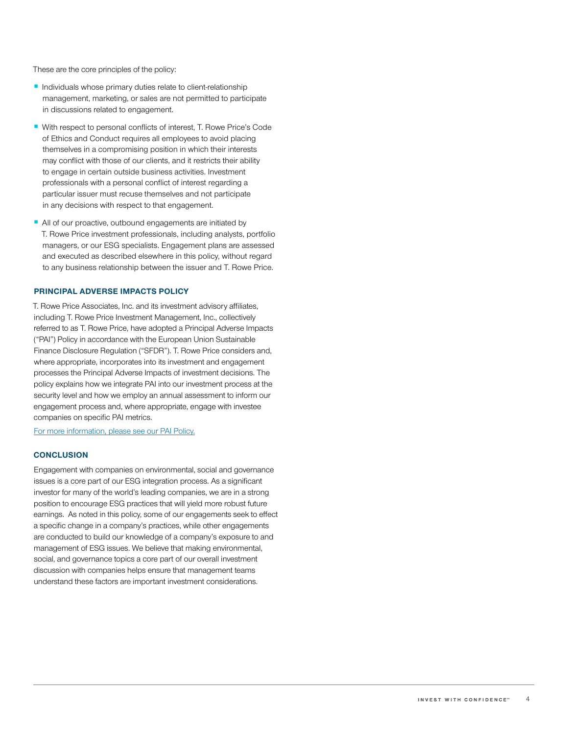These are the core principles of the policy:

- Individuals whose primary duties relate to client-relationship management, marketing, or sales are not permitted to participate in discussions related to engagement.
- With respect to personal conflicts of interest, T. Rowe Price's Code of Ethics and Conduct requires all employees to avoid placing themselves in a compromising position in which their interests may conflict with those of our clients, and it restricts their ability to engage in certain outside business activities. Investment professionals with a personal conflict of interest regarding a particular issuer must recuse themselves and not participate in any decisions with respect to that engagement.
- All of our proactive, outbound engagements are initiated by T. Rowe Price investment professionals, including analysts, portfolio managers, or our ESG specialists. Engagement plans are assessed and executed as described elsewhere in this policy, without regard to any business relationship between the issuer and T. Rowe Price.

## PRINCIPAL ADVERSE IMPACTS POLICY

T. Rowe Price Associates, Inc. and its investment advisory affiliates, including T. Rowe Price Investment Management, Inc., collectively referred to as T. Rowe Price, have adopted a Principal Adverse Impacts ("PAI") Policy in accordance with the European Union Sustainable Finance Disclosure Regulation ("SFDR"). T. Rowe Price considers and, where appropriate, incorporates into its investment and engagement processes the Principal Adverse Impacts of investment decisions. The policy explains how we integrate PAI into our investment process at the security level and how we employ an annual assessment to inform our engagement process and, where appropriate, engage with investee companies on specific PAI metrics.

For more information, please see our PAI Policy.

## CONCLUSION

Engagement with companies on environmental, social and governance issues is a core part of our ESG integration process. As a significant investor for many of the world's leading companies, we are in a strong position to encourage ESG practices that will yield more robust future earnings. As noted in this policy, some of our engagements seek to effect a specific change in a company's practices, while other engagements are conducted to build our knowledge of a company's exposure to and management of ESG issues. We believe that making environmental, social, and governance topics a core part of our overall investment discussion with companies helps ensure that management teams understand these factors are important investment considerations.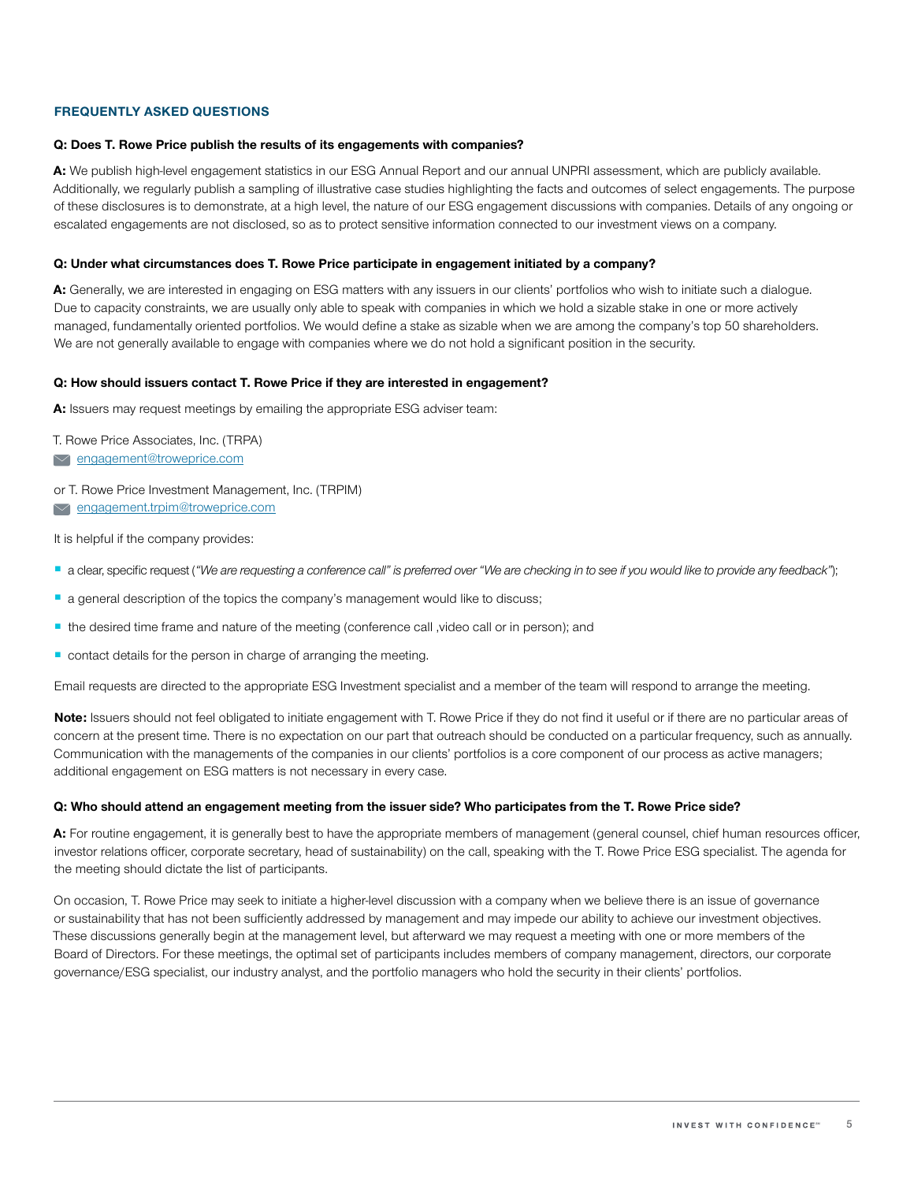## FREQUENTLY ASKED QUESTIONS

**Q: Does T. Rowe Price publish the results of its engagements with companies?**

**A:** We publish high-level engagement statistics in our ESG Annual Report and our annual UNPRI assessment, which are publicly available. Additionally, we regularly publish a sampling of illustrative case studies highlighting the facts and outcomes of select engagements. The purpose of these disclosures is to demonstrate, at a high level, the nature of our ESG engagement discussions with companies. Details of any ongoing or escalated engagements are not disclosed, so as to protect sensitive information connected to our investment views on a company.

**Q: Under what circumstances does T. Rowe Price participate in engagement initiated by a company?**

**A:** Generally, we are interested in engaging on ESG matters with any issuers in our clients' portfolios who wish to initiate such a dialogue. Due to capacity constraints, we are usually only able to speak with companies in which we hold a sizable stake in one or more actively managed, fundamentally oriented portfolios. We would define a stake as sizable when we are among the company's top 50 shareholders. We are not generally available to engage with companies where we do not hold a significant position in the security.

**Q: How should issuers contact T. Rowe Price if they are interested in engagement?**

**A:** Issuers may request meetings by emailing the appropriate ESG adviser team:

T. Rowe Price Associates, Inc. (TRPA)
engagement@troweprice.com

or T. Rowe Price Investment Management, Inc. (TRPIM)
engagement.trpim@troweprice.com

It is helpful if the company provides:

- a clear, specific request (*"We are requesting a conference call" is preferred over "We are checking in to see if you would like to provide any feedback"*);
- a general description of the topics the company's management would like to discuss;
- the desired time frame and nature of the meeting (conference call ,video call or in person); and
- contact details for the person in charge of arranging the meeting.

Email requests are directed to the appropriate ESG Investment specialist and a member of the team will respond to arrange the meeting.

**Note:** Issuers should not feel obligated to initiate engagement with T. Rowe Price if they do not find it useful or if there are no particular areas of concern at the present time. There is no expectation on our part that outreach should be conducted on a particular frequency, such as annually. Communication with the managements of the companies in our clients' portfolios is a core component of our process as active managers; additional engagement on ESG matters is not necessary in every case.

**Q: Who should attend an engagement meeting from the issuer side? Who participates from the T. Rowe Price side?**

**A:** For routine engagement, it is generally best to have the appropriate members of management (general counsel, chief human resources officer, investor relations officer, corporate secretary, head of sustainability) on the call, speaking with the T. Rowe Price ESG specialist. The agenda for the meeting should dictate the list of participants.

On occasion, T. Rowe Price may seek to initiate a higher-level discussion with a company when we believe there is an issue of governance or sustainability that has not been sufficiently addressed by management and may impede our ability to achieve our investment objectives. These discussions generally begin at the management level, but afterward we may request a meeting with one or more members of the Board of Directors. For these meetings, the optimal set of participants includes members of company management, directors, our corporate governance/ESG specialist, our industry analyst, and the portfolio managers who hold the security in their clients' portfolios.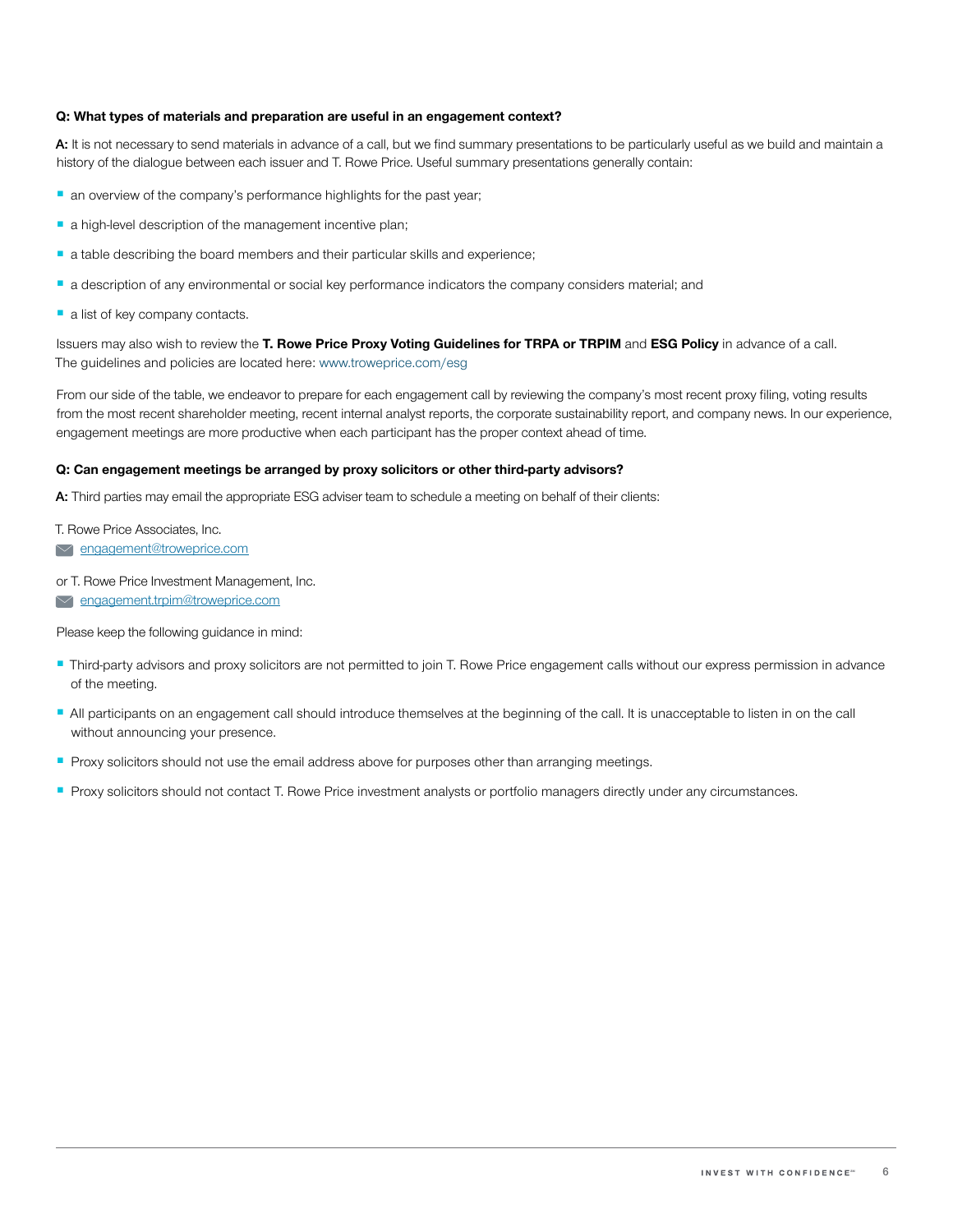**Q: What types of materials and preparation are useful in an engagement context?**

**A:** It is not necessary to send materials in advance of a call, but we find summary presentations to be particularly useful as we build and maintain a history of the dialogue between each issuer and T. Rowe Price. Useful summary presentations generally contain:

- an overview of the company's performance highlights for the past year;
- a high-level description of the management incentive plan;
- a table describing the board members and their particular skills and experience;
- a description of any environmental or social key performance indicators the company considers material; and
- a list of key company contacts.

Issuers may also wish to review the **T. Rowe Price Proxy Voting Guidelines for TRPA or TRPIM** and **ESG Policy** in advance of a call. The guidelines and policies are located here: www.troweprice.com/esg

From our side of the table, we endeavor to prepare for each engagement call by reviewing the company's most recent proxy filing, voting results from the most recent shareholder meeting, recent internal analyst reports, the corporate sustainability report, and company news. In our experience, engagement meetings are more productive when each participant has the proper context ahead of time.

**Q: Can engagement meetings be arranged by proxy solicitors or other third-party advisors?**

**A:** Third parties may email the appropriate ESG adviser team to schedule a meeting on behalf of their clients:

T. Rowe Price Associates, Inc.
engagement@troweprice.com

or T. Rowe Price Investment Management, Inc.
engagement.trpim@troweprice.com

Please keep the following guidance in mind:

- Third-party advisors and proxy solicitors are not permitted to join T. Rowe Price engagement calls without our express permission in advance of the meeting.
- All participants on an engagement call should introduce themselves at the beginning of the call. It is unacceptable to listen in on the call without announcing your presence.
- Proxy solicitors should not use the email address above for purposes other than arranging meetings.
- Proxy solicitors should not contact T. Rowe Price investment analysts or portfolio managers directly under any circumstances.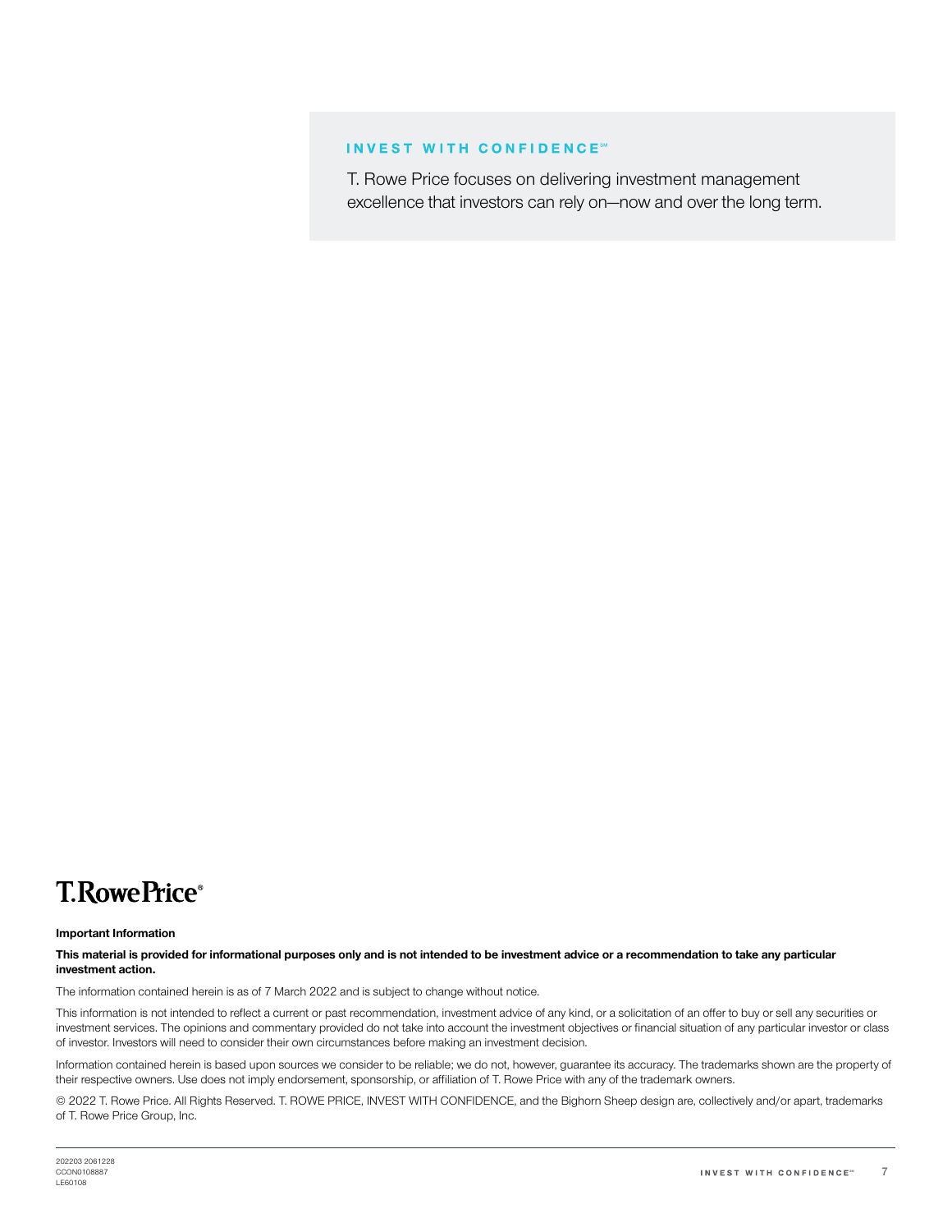**INVEST WITH CONFIDENCE℠**

T. Rowe Price focuses on delivering investment management excellence that investors can rely on—now and over the long term.

T. Rowe Price®

**Important Information**

**This material is provided for informational purposes only and is not intended to be investment advice or a recommendation to take any particular investment action.**

The information contained herein is as of 7 March 2022 and is subject to change without notice.

This information is not intended to reflect a current or past recommendation, investment advice of any kind, or a solicitation of an offer to buy or sell any securities or investment services. The opinions and commentary provided do not take into account the investment objectives or financial situation of any particular investor or class of investor. Investors will need to consider their own circumstances before making an investment decision.

Information contained herein is based upon sources we consider to be reliable; we do not, however, guarantee its accuracy. The trademarks shown are the property of their respective owners. Use does not imply endorsement, sponsorship, or affiliation of T. Rowe Price with any of the trademark owners.

© 2022 T. Rowe Price. All Rights Reserved. T. ROWE PRICE, INVEST WITH CONFIDENCE, and the Bighorn Sheep design are, collectively and/or apart, trademarks of T. Rowe Price Group, Inc.

202203 2061228
CCON0108887
LE60108